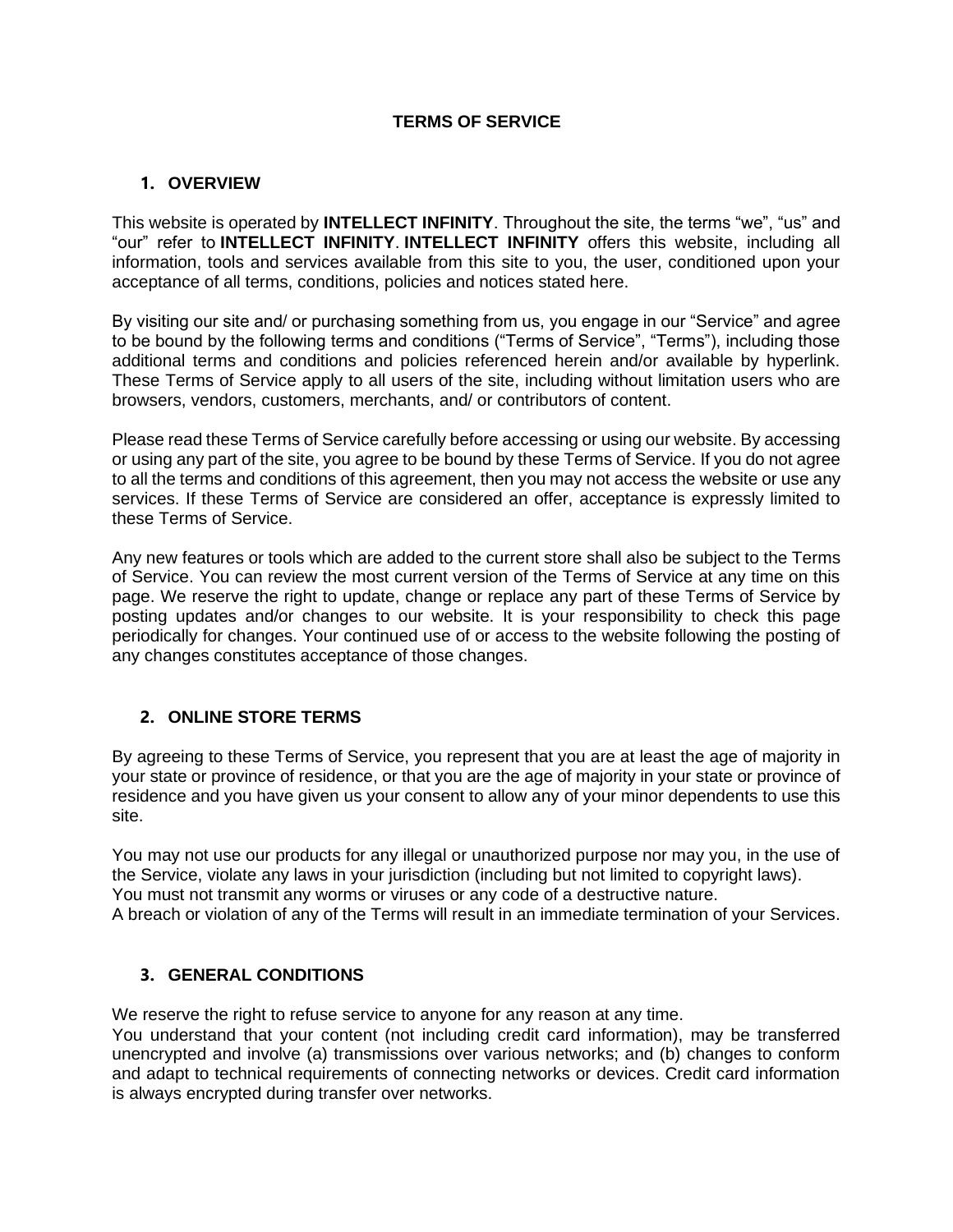# TERMS OF SERVICE

## 1. OVERVIEW

This website is operated by **INTELLECT INFINITY**. Throughout the site, the terms “we”, “us” and “our” refer to **INTELLECT INFINITY**. **INTELLECT INFINITY** offers this website, including all information, tools and services available from this site to you, the user, conditioned upon your acceptance of all terms, conditions, policies and notices stated here.

By visiting our site and/ or purchasing something from us, you engage in our “Service” and agree to be bound by the following terms and conditions (“Terms of Service”, “Terms”), including those additional terms and conditions and policies referenced herein and/or available by hyperlink. These Terms of Service apply to all users of the site, including without limitation users who are browsers, vendors, customers, merchants, and/ or contributors of content.

Please read these Terms of Service carefully before accessing or using our website. By accessing or using any part of the site, you agree to be bound by these Terms of Service. If you do not agree to all the terms and conditions of this agreement, then you may not access the website or use any services. If these Terms of Service are considered an offer, acceptance is expressly limited to these Terms of Service.

Any new features or tools which are added to the current store shall also be subject to the Terms of Service. You can review the most current version of the Terms of Service at any time on this page. We reserve the right to update, change or replace any part of these Terms of Service by posting updates and/or changes to our website. It is your responsibility to check this page periodically for changes. Your continued use of or access to the website following the posting of any changes constitutes acceptance of those changes.

## 2. ONLINE STORE TERMS

By agreeing to these Terms of Service, you represent that you are at least the age of majority in your state or province of residence, or that you are the age of majority in your state or province of residence and you have given us your consent to allow any of your minor dependents to use this site.

You may not use our products for any illegal or unauthorized purpose nor may you, in the use of the Service, violate any laws in your jurisdiction (including but not limited to copyright laws).
You must not transmit any worms or viruses or any code of a destructive nature.
A breach or violation of any of the Terms will result in an immediate termination of your Services.

## 3. GENERAL CONDITIONS

We reserve the right to refuse service to anyone for any reason at any time.
You understand that your content (not including credit card information), may be transferred unencrypted and involve (a) transmissions over various networks; and (b) changes to conform and adapt to technical requirements of connecting networks or devices. Credit card information is always encrypted during transfer over networks.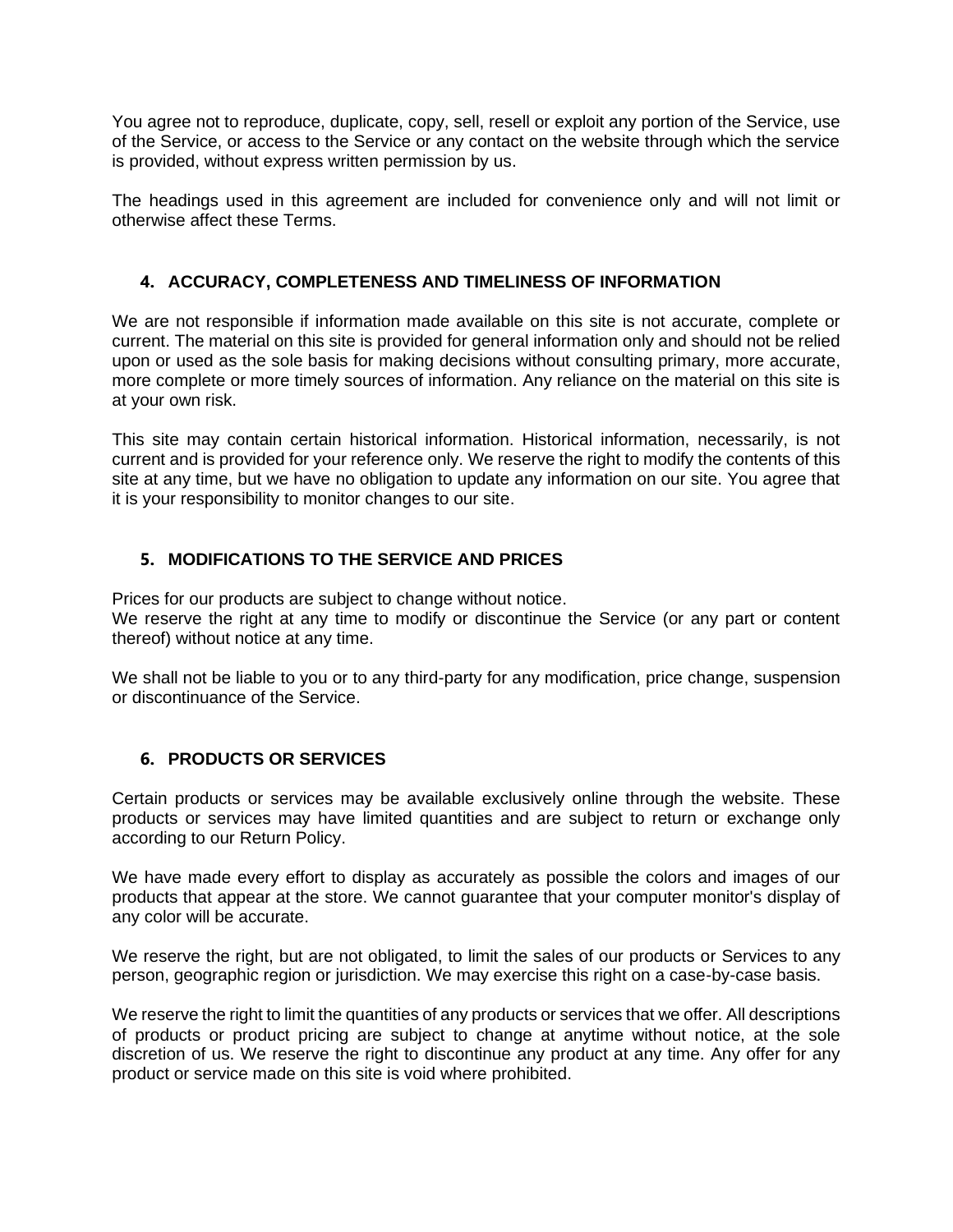You agree not to reproduce, duplicate, copy, sell, resell or exploit any portion of the Service, use of the Service, or access to the Service or any contact on the website through which the service is provided, without express written permission by us.

The headings used in this agreement are included for convenience only and will not limit or otherwise affect these Terms.

## 4. ACCURACY, COMPLETENESS AND TIMELINESS OF INFORMATION

We are not responsible if information made available on this site is not accurate, complete or current. The material on this site is provided for general information only and should not be relied upon or used as the sole basis for making decisions without consulting primary, more accurate, more complete or more timely sources of information. Any reliance on the material on this site is at your own risk.

This site may contain certain historical information. Historical information, necessarily, is not current and is provided for your reference only. We reserve the right to modify the contents of this site at any time, but we have no obligation to update any information on our site. You agree that it is your responsibility to monitor changes to our site.

## 5. MODIFICATIONS TO THE SERVICE AND PRICES

Prices for our products are subject to change without notice.
We reserve the right at any time to modify or discontinue the Service (or any part or content thereof) without notice at any time.

We shall not be liable to you or to any third-party for any modification, price change, suspension or discontinuance of the Service.

## 6. PRODUCTS OR SERVICES

Certain products or services may be available exclusively online through the website. These products or services may have limited quantities and are subject to return or exchange only according to our Return Policy.

We have made every effort to display as accurately as possible the colors and images of our products that appear at the store. We cannot guarantee that your computer monitor's display of any color will be accurate.

We reserve the right, but are not obligated, to limit the sales of our products or Services to any person, geographic region or jurisdiction. We may exercise this right on a case-by-case basis.

We reserve the right to limit the quantities of any products or services that we offer. All descriptions of products or product pricing are subject to change at anytime without notice, at the sole discretion of us. We reserve the right to discontinue any product at any time. Any offer for any product or service made on this site is void where prohibited.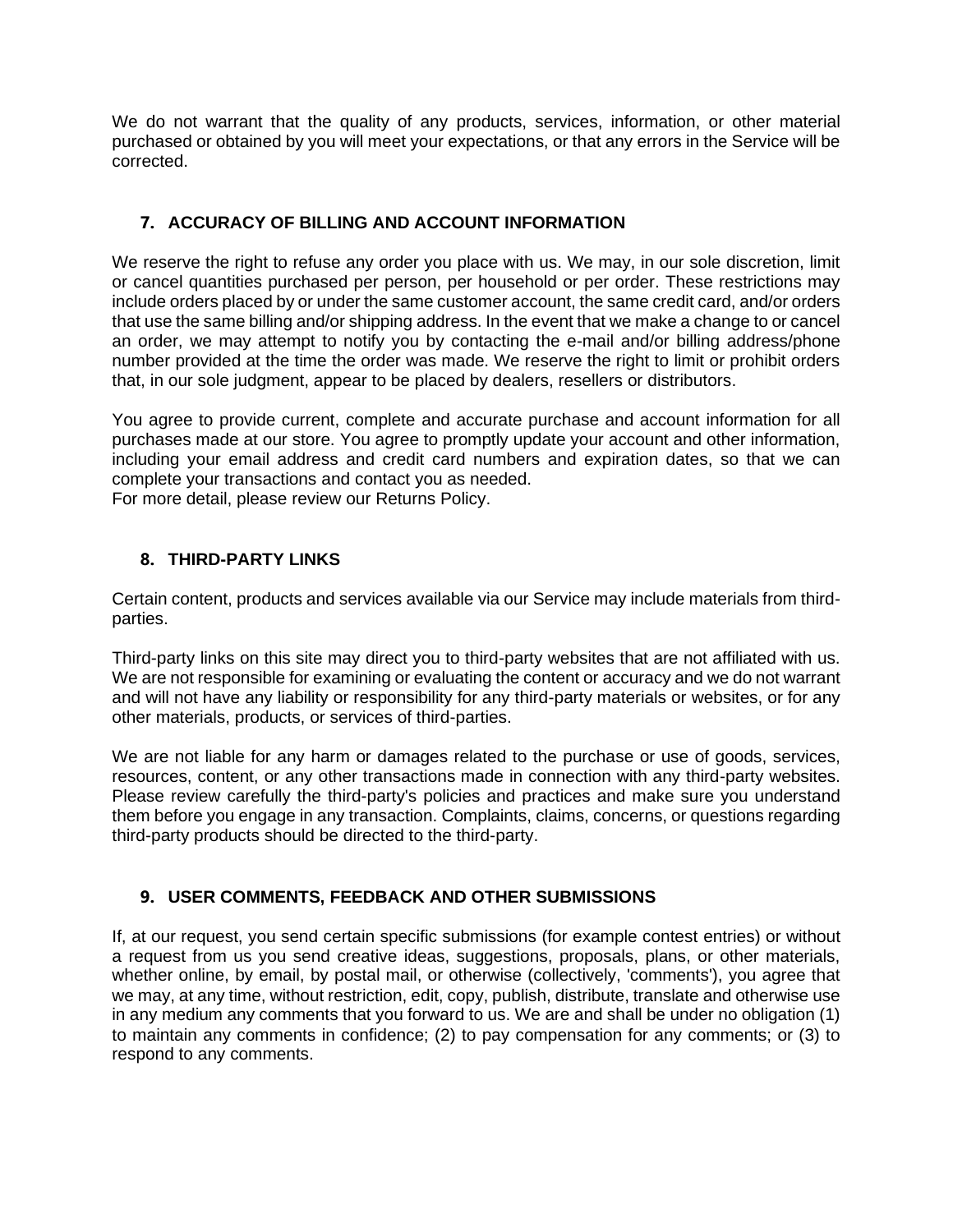We do not warrant that the quality of any products, services, information, or other material purchased or obtained by you will meet your expectations, or that any errors in the Service will be corrected.

## 7. ACCURACY OF BILLING AND ACCOUNT INFORMATION

We reserve the right to refuse any order you place with us. We may, in our sole discretion, limit or cancel quantities purchased per person, per household or per order. These restrictions may include orders placed by or under the same customer account, the same credit card, and/or orders that use the same billing and/or shipping address. In the event that we make a change to or cancel an order, we may attempt to notify you by contacting the e-mail and/or billing address/phone number provided at the time the order was made. We reserve the right to limit or prohibit orders that, in our sole judgment, appear to be placed by dealers, resellers or distributors.

You agree to provide current, complete and accurate purchase and account information for all purchases made at our store. You agree to promptly update your account and other information, including your email address and credit card numbers and expiration dates, so that we can complete your transactions and contact you as needed.
For more detail, please review our Returns Policy.

## 8. THIRD-PARTY LINKS

Certain content, products and services available via our Service may include materials from third-parties.

Third-party links on this site may direct you to third-party websites that are not affiliated with us. We are not responsible for examining or evaluating the content or accuracy and we do not warrant and will not have any liability or responsibility for any third-party materials or websites, or for any other materials, products, or services of third-parties.

We are not liable for any harm or damages related to the purchase or use of goods, services, resources, content, or any other transactions made in connection with any third-party websites. Please review carefully the third-party's policies and practices and make sure you understand them before you engage in any transaction. Complaints, claims, concerns, or questions regarding third-party products should be directed to the third-party.

## 9. USER COMMENTS, FEEDBACK AND OTHER SUBMISSIONS

If, at our request, you send certain specific submissions (for example contest entries) or without a request from us you send creative ideas, suggestions, proposals, plans, or other materials, whether online, by email, by postal mail, or otherwise (collectively, 'comments'), you agree that we may, at any time, without restriction, edit, copy, publish, distribute, translate and otherwise use in any medium any comments that you forward to us. We are and shall be under no obligation (1) to maintain any comments in confidence; (2) to pay compensation for any comments; or (3) to respond to any comments.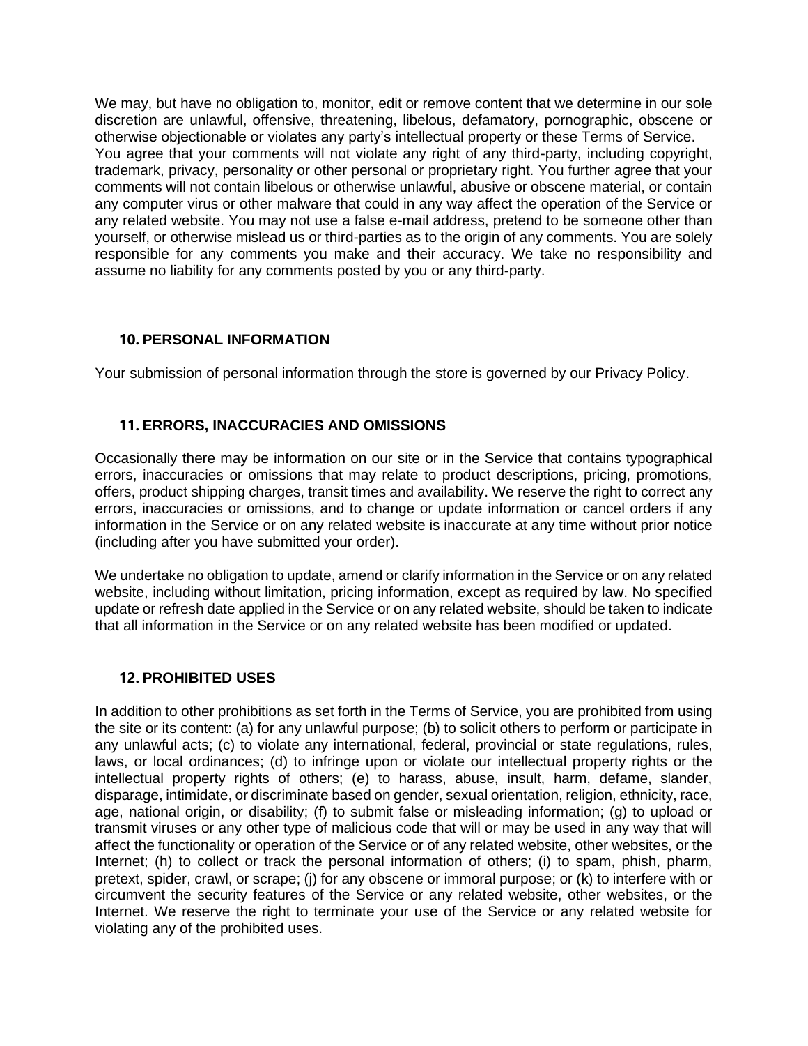We may, but have no obligation to, monitor, edit or remove content that we determine in our sole discretion are unlawful, offensive, threatening, libelous, defamatory, pornographic, obscene or otherwise objectionable or violates any party's intellectual property or these Terms of Service. You agree that your comments will not violate any right of any third-party, including copyright, trademark, privacy, personality or other personal or proprietary right. You further agree that your comments will not contain libelous or otherwise unlawful, abusive or obscene material, or contain any computer virus or other malware that could in any way affect the operation of the Service or any related website. You may not use a false e-mail address, pretend to be someone other than yourself, or otherwise mislead us or third-parties as to the origin of any comments. You are solely responsible for any comments you make and their accuracy. We take no responsibility and assume no liability for any comments posted by you or any third-party.

## 10. PERSONAL INFORMATION

Your submission of personal information through the store is governed by our Privacy Policy.

## 11. ERRORS, INACCURACIES AND OMISSIONS

Occasionally there may be information on our site or in the Service that contains typographical errors, inaccuracies or omissions that may relate to product descriptions, pricing, promotions, offers, product shipping charges, transit times and availability. We reserve the right to correct any errors, inaccuracies or omissions, and to change or update information or cancel orders if any information in the Service or on any related website is inaccurate at any time without prior notice (including after you have submitted your order).

We undertake no obligation to update, amend or clarify information in the Service or on any related website, including without limitation, pricing information, except as required by law. No specified update or refresh date applied in the Service or on any related website, should be taken to indicate that all information in the Service or on any related website has been modified or updated.

## 12. PROHIBITED USES

In addition to other prohibitions as set forth in the Terms of Service, you are prohibited from using the site or its content: (a) for any unlawful purpose; (b) to solicit others to perform or participate in any unlawful acts; (c) to violate any international, federal, provincial or state regulations, rules, laws, or local ordinances; (d) to infringe upon or violate our intellectual property rights or the intellectual property rights of others; (e) to harass, abuse, insult, harm, defame, slander, disparage, intimidate, or discriminate based on gender, sexual orientation, religion, ethnicity, race, age, national origin, or disability; (f) to submit false or misleading information; (g) to upload or transmit viruses or any other type of malicious code that will or may be used in any way that will affect the functionality or operation of the Service or of any related website, other websites, or the Internet; (h) to collect or track the personal information of others; (i) to spam, phish, pharm, pretext, spider, crawl, or scrape; (j) for any obscene or immoral purpose; or (k) to interfere with or circumvent the security features of the Service or any related website, other websites, or the Internet. We reserve the right to terminate your use of the Service or any related website for violating any of the prohibited uses.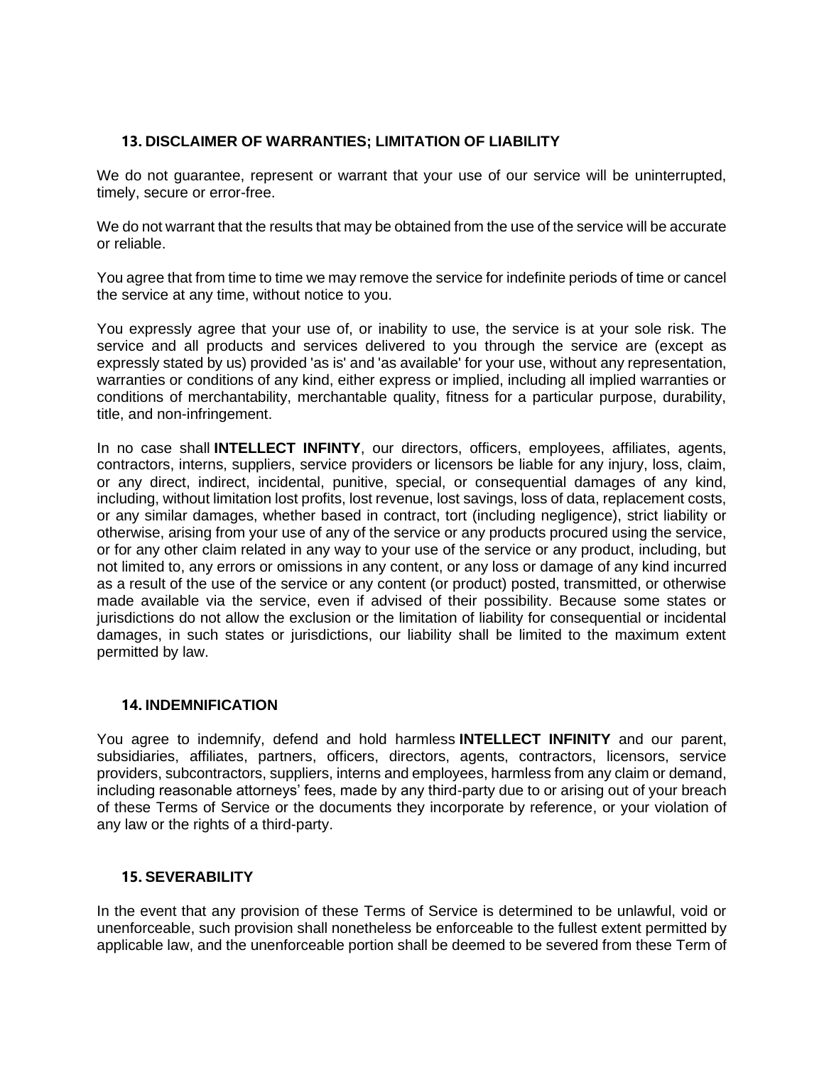### 13. DISCLAIMER OF WARRANTIES; LIMITATION OF LIABILITY

We do not guarantee, represent or warrant that your use of our service will be uninterrupted, timely, secure or error-free.

We do not warrant that the results that may be obtained from the use of the service will be accurate or reliable.

You agree that from time to time we may remove the service for indefinite periods of time or cancel the service at any time, without notice to you.

You expressly agree that your use of, or inability to use, the service is at your sole risk. The service and all products and services delivered to you through the service are (except as expressly stated by us) provided 'as is' and 'as available' for your use, without any representation, warranties or conditions of any kind, either express or implied, including all implied warranties or conditions of merchantability, merchantable quality, fitness for a particular purpose, durability, title, and non-infringement.

In no case shall **INTELLECT INFINTY**, our directors, officers, employees, affiliates, agents, contractors, interns, suppliers, service providers or licensors be liable for any injury, loss, claim, or any direct, indirect, incidental, punitive, special, or consequential damages of any kind, including, without limitation lost profits, lost revenue, lost savings, loss of data, replacement costs, or any similar damages, whether based in contract, tort (including negligence), strict liability or otherwise, arising from your use of any of the service or any products procured using the service, or for any other claim related in any way to your use of the service or any product, including, but not limited to, any errors or omissions in any content, or any loss or damage of any kind incurred as a result of the use of the service or any content (or product) posted, transmitted, or otherwise made available via the service, even if advised of their possibility. Because some states or jurisdictions do not allow the exclusion or the limitation of liability for consequential or incidental damages, in such states or jurisdictions, our liability shall be limited to the maximum extent permitted by law.

### 14. INDEMNIFICATION

You agree to indemnify, defend and hold harmless **INTELLECT INFINITY** and our parent, subsidiaries, affiliates, partners, officers, directors, agents, contractors, licensors, service providers, subcontractors, suppliers, interns and employees, harmless from any claim or demand, including reasonable attorneys' fees, made by any third-party due to or arising out of your breach of these Terms of Service or the documents they incorporate by reference, or your violation of any law or the rights of a third-party.

### 15. SEVERABILITY

In the event that any provision of these Terms of Service is determined to be unlawful, void or unenforceable, such provision shall nonetheless be enforceable to the fullest extent permitted by applicable law, and the unenforceable portion shall be deemed to be severed from these Term of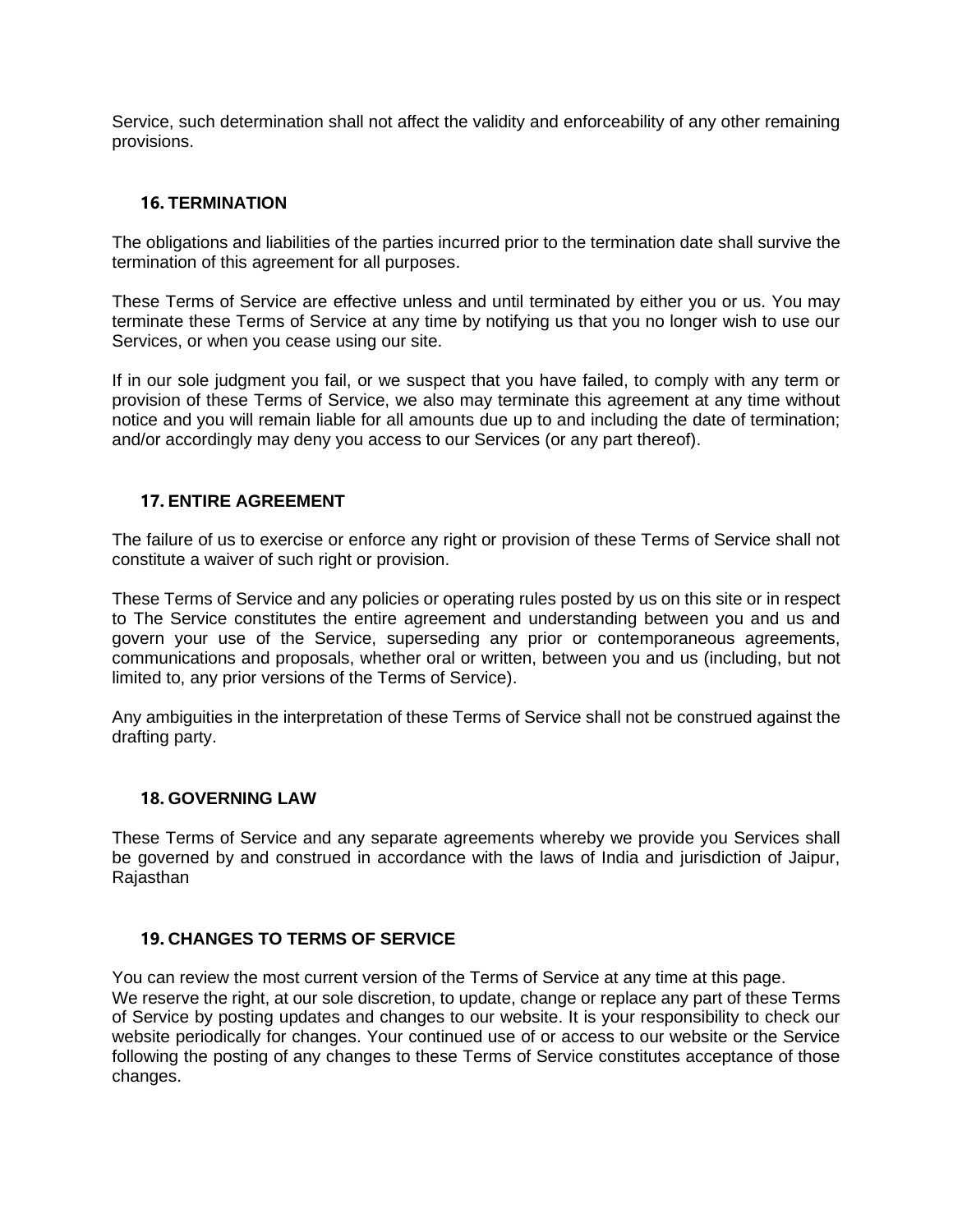Service, such determination shall not affect the validity and enforceability of any other remaining provisions.

### 16. TERMINATION

The obligations and liabilities of the parties incurred prior to the termination date shall survive the termination of this agreement for all purposes.

These Terms of Service are effective unless and until terminated by either you or us. You may terminate these Terms of Service at any time by notifying us that you no longer wish to use our Services, or when you cease using our site.

If in our sole judgment you fail, or we suspect that you have failed, to comply with any term or provision of these Terms of Service, we also may terminate this agreement at any time without notice and you will remain liable for all amounts due up to and including the date of termination; and/or accordingly may deny you access to our Services (or any part thereof).

### 17. ENTIRE AGREEMENT

The failure of us to exercise or enforce any right or provision of these Terms of Service shall not constitute a waiver of such right or provision.

These Terms of Service and any policies or operating rules posted by us on this site or in respect to The Service constitutes the entire agreement and understanding between you and us and govern your use of the Service, superseding any prior or contemporaneous agreements, communications and proposals, whether oral or written, between you and us (including, but not limited to, any prior versions of the Terms of Service).

Any ambiguities in the interpretation of these Terms of Service shall not be construed against the drafting party.

### 18. GOVERNING LAW

These Terms of Service and any separate agreements whereby we provide you Services shall be governed by and construed in accordance with the laws of India and jurisdiction of Jaipur, Rajasthan

### 19. CHANGES TO TERMS OF SERVICE

You can review the most current version of the Terms of Service at any time at this page.
We reserve the right, at our sole discretion, to update, change or replace any part of these Terms of Service by posting updates and changes to our website. It is your responsibility to check our website periodically for changes. Your continued use of or access to our website or the Service following the posting of any changes to these Terms of Service constitutes acceptance of those changes.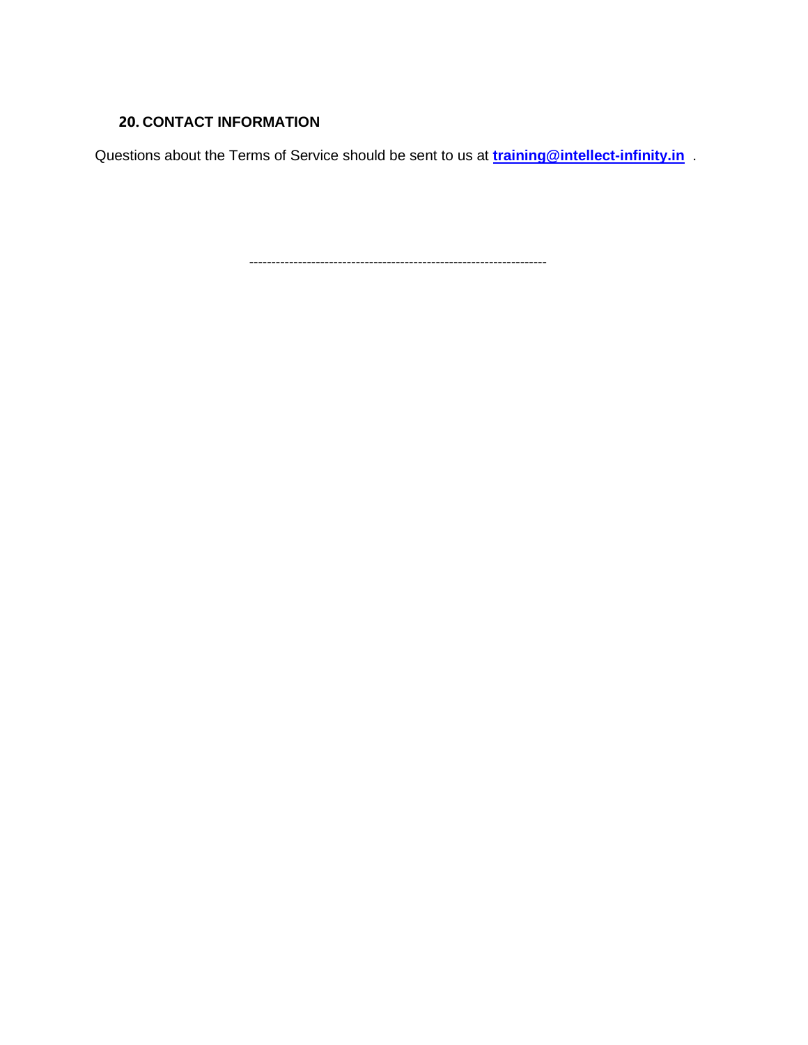## 20. CONTACT INFORMATION

Questions about the Terms of Service should be sent to us at **training@intellect-infinity.in** .

-------------------------------------------------------------------